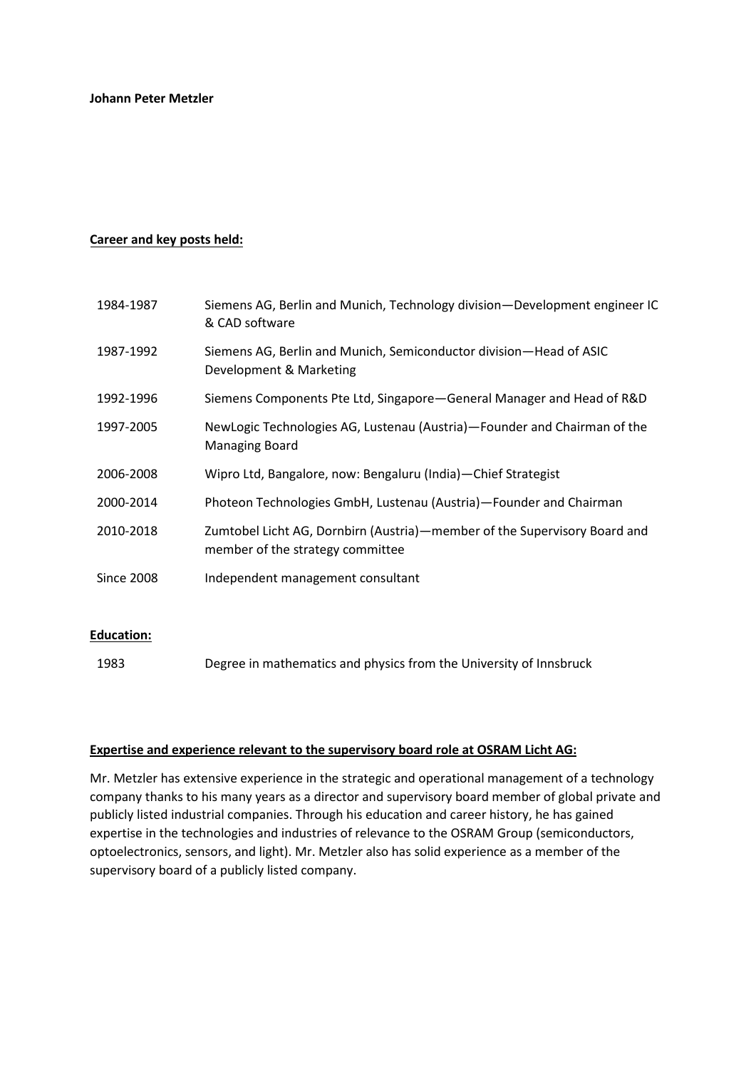**Johann Peter Metzler**

**Career and key posts held:**

| | |
|---|---|
| 1984-1987 | Siemens AG, Berlin and Munich, Technology division—Development engineer IC & CAD software |
| 1987-1992 | Siemens AG, Berlin and Munich, Semiconductor division—Head of ASIC Development & Marketing |
| 1992-1996 | Siemens Components Pte Ltd, Singapore—General Manager and Head of R&D |
| 1997-2005 | NewLogic Technologies AG, Lustenau (Austria)—Founder and Chairman of the Managing Board |
| 2006-2008 | Wipro Ltd, Bangalore, now: Bengaluru (India)—Chief Strategist |
| 2000-2014 | Photeon Technologies GmbH, Lustenau (Austria)—Founder and Chairman |
| 2010-2018 | Zumtobel Licht AG, Dornbirn (Austria)—member of the Supervisory Board and member of the strategy committee |
| Since 2008 | Independent management consultant |

**Education:**

| | |
|---|---|
| 1983 | Degree in mathematics and physics from the University of Innsbruck |

**Expertise and experience relevant to the supervisory board role at OSRAM Licht AG:**

Mr. Metzler has extensive experience in the strategic and operational management of a technology company thanks to his many years as a director and supervisory board member of global private and publicly listed industrial companies. Through his education and career history, he has gained expertise in the technologies and industries of relevance to the OSRAM Group (semiconductors, optoelectronics, sensors, and light). Mr. Metzler also has solid experience as a member of the supervisory board of a publicly listed company.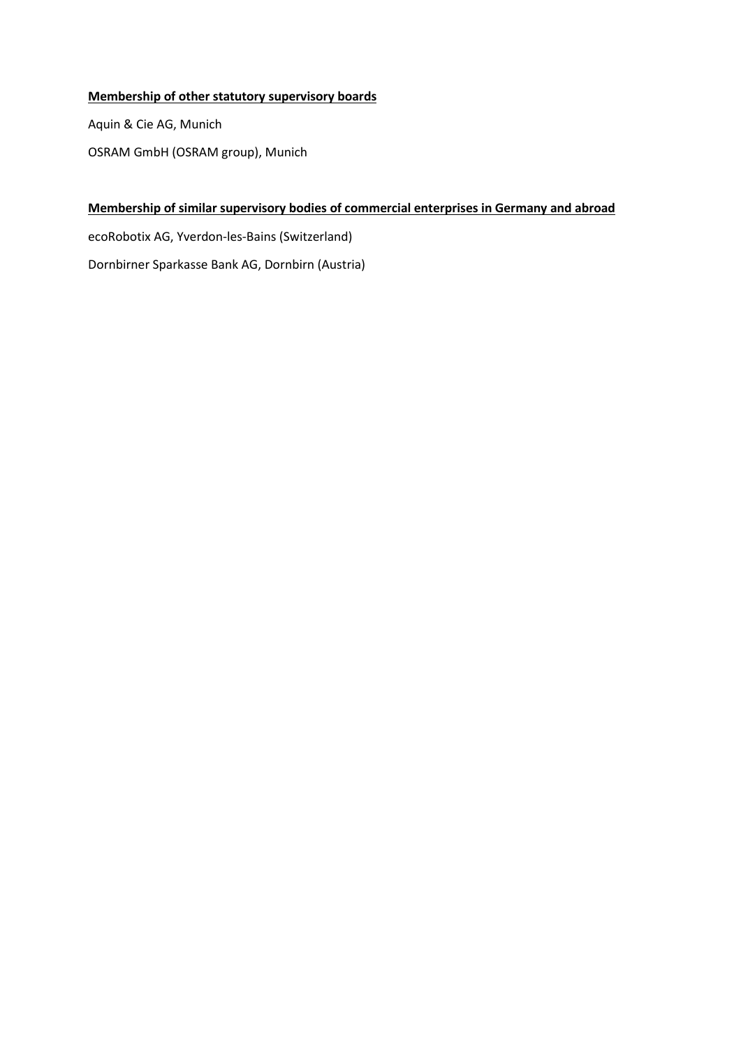**Membership of other statutory supervisory boards**

Aquin & Cie AG, Munich

OSRAM GmbH (OSRAM group), Munich

**Membership of similar supervisory bodies of commercial enterprises in Germany and abroad**

ecoRobotix AG, Yverdon-les-Bains (Switzerland)

Dornbirner Sparkasse Bank AG, Dornbirn (Austria)